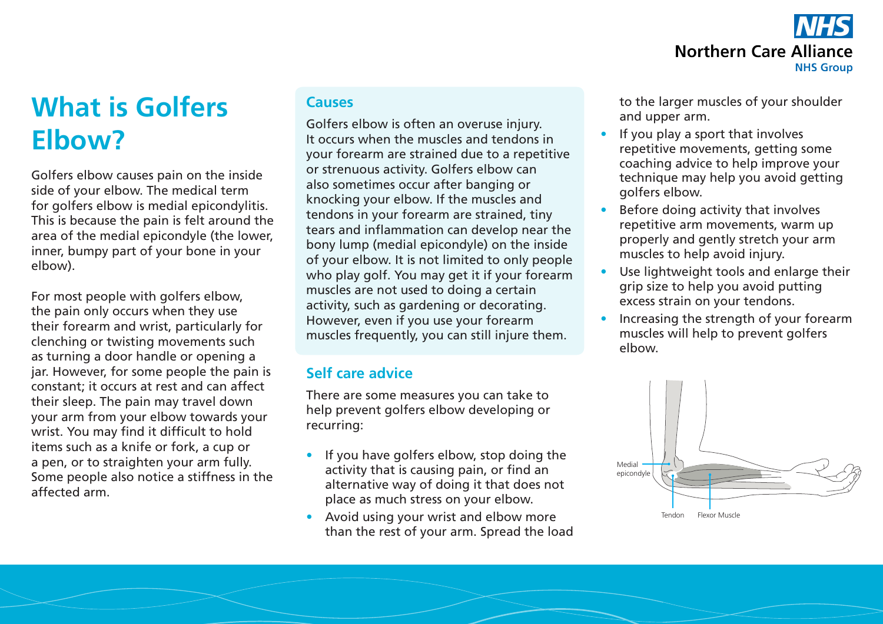# What is Golfers Elbow?

Golfers elbow causes pain on the inside side of your elbow. The medical term for golfers elbow is medial epicondylitis. This is because the pain is felt around the area of the medial epicondyle (the lower, inner, bumpy part of your bone in your elbow).

For most people with golfers elbow, the pain only occurs when they use their forearm and wrist, particularly for clenching or twisting movements such as turning a door handle or opening a jar. However, for some people the pain is constant; it occurs at rest and can affect their sleep. The pain may travel down your arm from your elbow towards your wrist. You may find it difficult to hold items such as a knife or fork, a cup or a pen, or to straighten your arm fully. Some people also notice a stiffness in the affected arm.

## Causes

Golfers elbow is often an overuse injury. It occurs when the muscles and tendons in your forearm are strained due to a repetitive or strenuous activity. Golfers elbow can also sometimes occur after banging or knocking your elbow. If the muscles and tendons in your forearm are strained, tiny tears and inflammation can develop near the bony lump (medial epicondyle) on the inside of your elbow. It is not limited to only people who play golf. You may get it if your forearm muscles are not used to doing a certain activity, such as gardening or decorating. However, even if you use your forearm muscles frequently, you can still injure them.

## Self care advice

There are some measures you can take to help prevent golfers elbow developing or recurring:

- If you have golfers elbow, stop doing the activity that is causing pain, or find an alternative way of doing it that does not place as much stress on your elbow.
- Avoid using your wrist and elbow more than the rest of your arm. Spread the load to the larger muscles of your shoulder and upper arm.
- If you play a sport that involves repetitive movements, getting some coaching advice to help improve your technique may help you avoid getting golfers elbow.
- Before doing activity that involves repetitive arm movements, warm up properly and gently stretch your arm muscles to help avoid injury.
- Use lightweight tools and enlarge their grip size to help you avoid putting excess strain on your tendons.
- Increasing the strength of your forearm muscles will help to prevent golfers elbow.

Medial epicondyle
Tendon
Flexor Muscle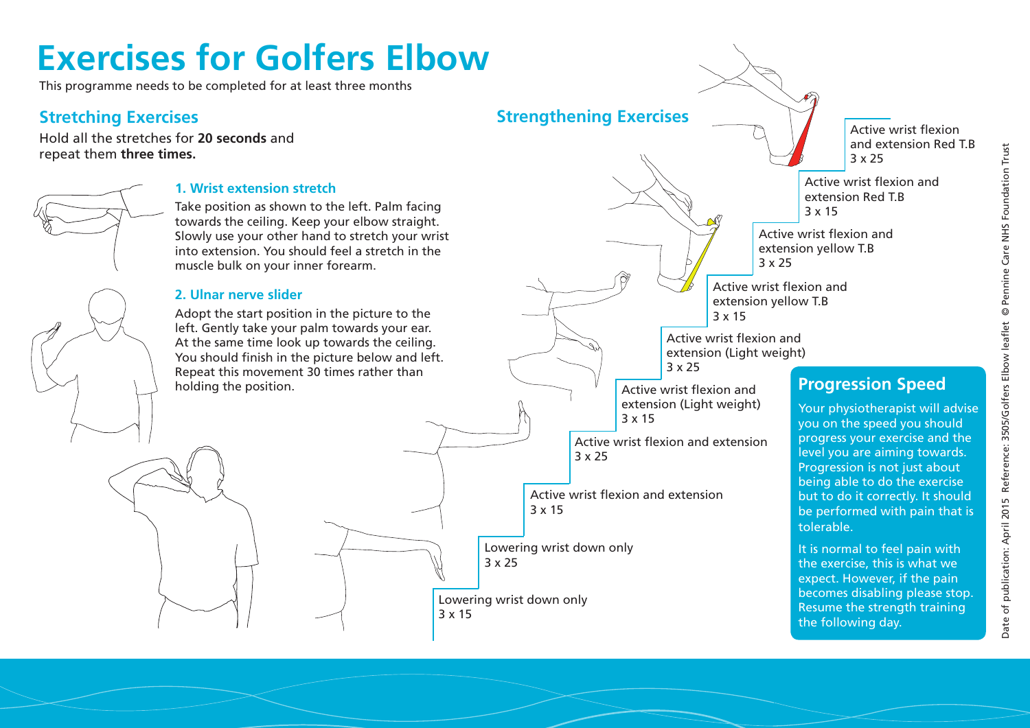# Exercises for Golfers Elbow

This programme needs to be completed for at least three months

## Stretching Exercises

Hold all the stretches for **20 seconds** and repeat them **three times.**

### 1. Wrist extension stretch

Take position as shown to the left. Palm facing towards the ceiling. Keep your elbow straight. Slowly use your other hand to stretch your wrist into extension. You should feel a stretch in the muscle bulk on your inner forearm.

### 2. Ulnar nerve slider

Adopt the start position in the picture to the left. Gently take your palm towards your ear. At the same time look up towards the ceiling. You should finish in the picture below and left. Repeat this movement 30 times rather than holding the position.

## Strengthening Exercises

Lowering wrist down only
3 x 15

Lowering wrist down only
3 x 25

Active wrist flexion and extension
3 x 15

Active wrist flexion and extension
3 x 25

Active wrist flexion and extension (Light weight)
3 x 15

Active wrist flexion and extension (Light weight)
3 x 25

Active wrist flexion and extension yellow T.B
3 x 15

Active wrist flexion and extension yellow T.B
3 x 25

Active wrist flexion and extension Red T.B
3 x 15

Active wrist flexion and extension Red T.B
3 x 25

## Progression Speed

Your physiotherapist will advise you on the speed you should progress your exercise and the level you are aiming towards. Progression is not just about being able to do the exercise but to do it correctly. It should be performed with pain that is tolerable.

It is normal to feel pain with the exercise, this is what we expect. However, if the pain becomes disabling please stop. Resume the strength training the following day.

Date of publication: April 2015 Reference: 3505/Golfers Elbow leaflet © Pennine Care NHS Foundation Trust